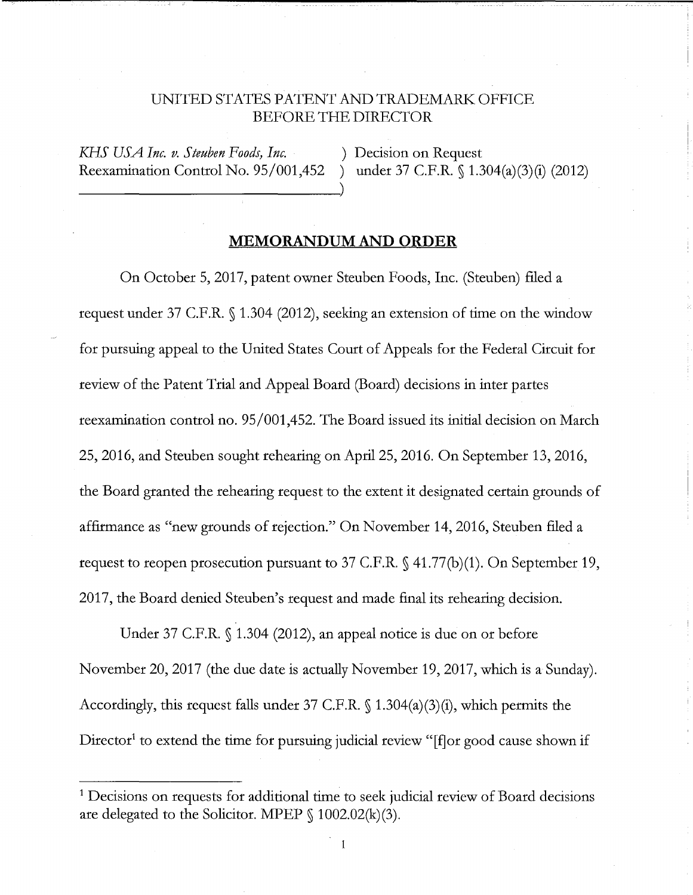UNITED STATES PATENT AND TRADEMARK OFFICE
BEFORE THE DIRECTOR

*KHS USA Inc. v. Steuben Foods, Inc.* ) Decision on Request
Reexamination Control No. 95/001,452 ) under 37 C.F.R. § 1.304(a)(3)(i) (2012)

## MEMORANDUM AND ORDER

On October 5, 2017, patent owner Steuben Foods, Inc. (Steuben) filed a request under 37 C.F.R. § 1.304 (2012), seeking an extension of time on the window for pursuing appeal to the United States Court of Appeals for the Federal Circuit for review of the Patent Trial and Appeal Board (Board) decisions in inter partes reexamination control no. 95/001,452. The Board issued its initial decision on March 25, 2016, and Steuben sought rehearing on April 25, 2016. On September 13, 2016, the Board granted the rehearing request to the extent it designated certain grounds of affirmance as "new grounds of rejection." On November 14, 2016, Steuben filed a request to reopen prosecution pursuant to 37 C.F.R. § 41.77(b)(1). On September 19, 2017, the Board denied Steuben's request and made final its rehearing decision.

Under 37 C.F.R. § 1.304 (2012), an appeal notice is due on or before November 20, 2017 (the due date is actually November 19, 2017, which is a Sunday). Accordingly, this request falls under 37 C.F.R. § 1.304(a)(3)(i), which permits the Director[1] to extend the time for pursuing judicial review "[f]or good cause shown if

[1] Decisions on requests for additional time to seek judicial review of Board decisions are delegated to the Solicitor. MPEP § 1002.02(k)(3).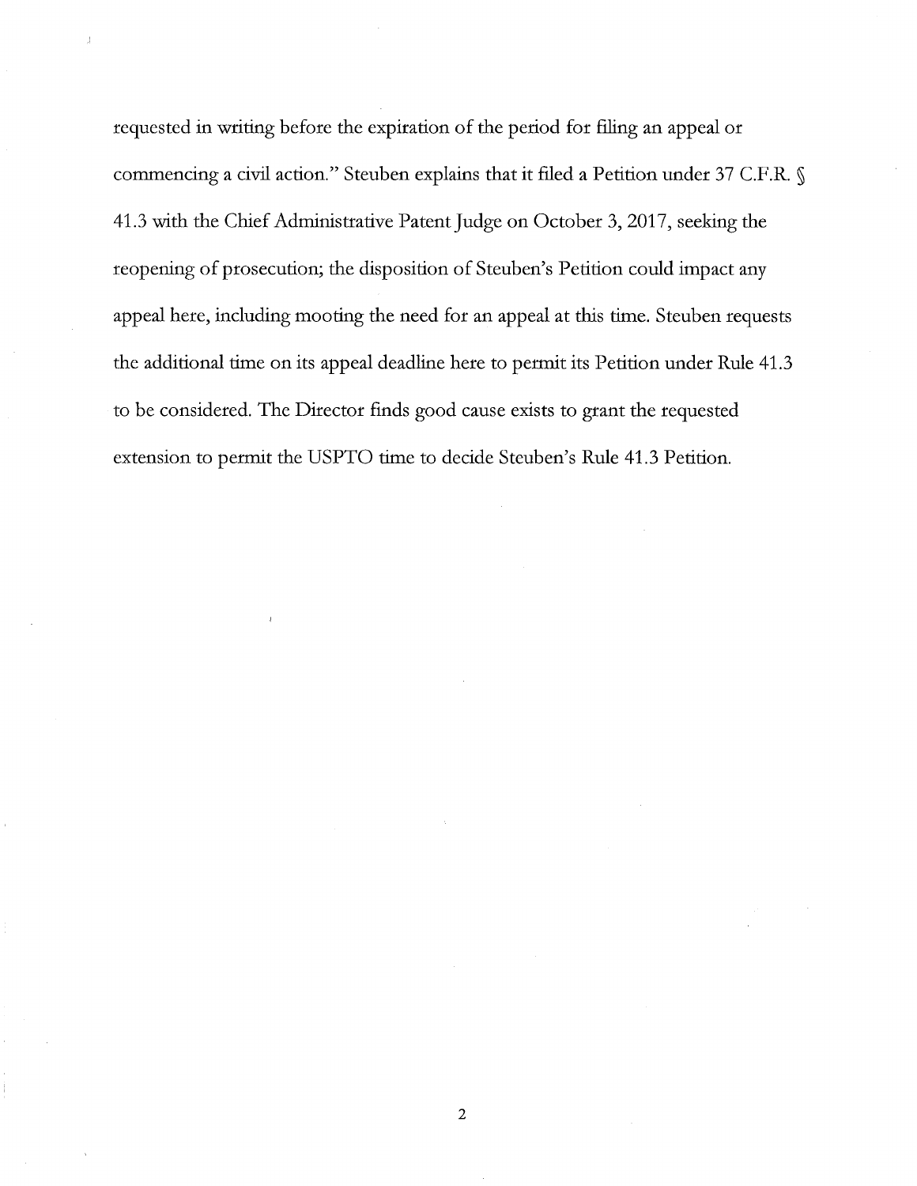requested in writing before the expiration of the period for filing an appeal or commencing a civil action." Steuben explains that it filed a Petition under 37 C.F.R. § 41.3 with the Chief Administrative Patent Judge on October 3, 2017, seeking the reopening of prosecution; the disposition of Steuben's Petition could impact any appeal here, including mooting the need for an appeal at this time. Steuben requests the additional time on its appeal deadline here to permit its Petition under Rule 41.3 to be considered. The Director finds good cause exists to grant the requested extension to permit the USPTO time to decide Steuben's Rule 41.3 Petition.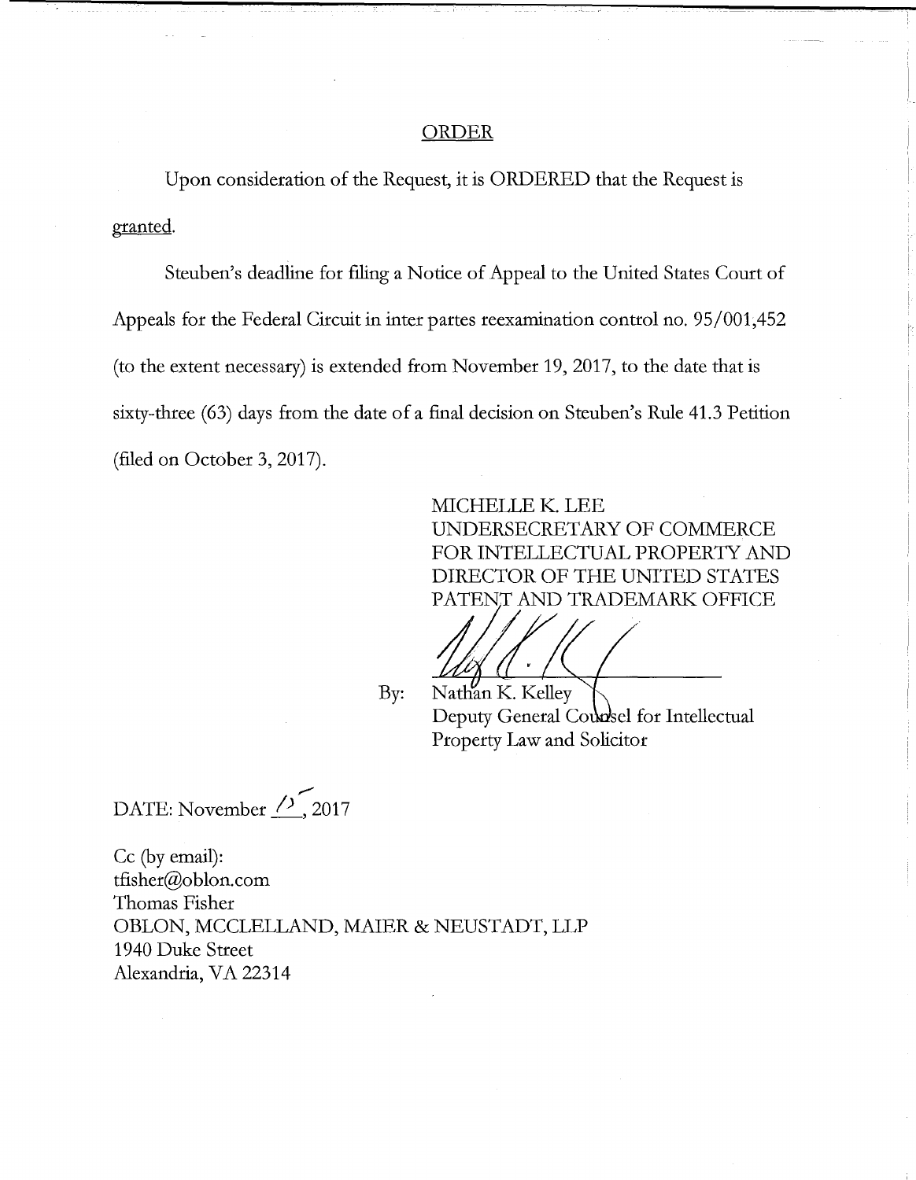# ORDER

Upon consideration of the Request, it is ORDERED that the Request is granted.

Steuben's deadline for filing a Notice of Appeal to the United States Court of Appeals for the Federal Circuit in inter partes reexamination control no. 95/001,452 (to the extent necessary) is extended from November 19, 2017, to the date that is sixty-three (63) days from the date of a final decision on Steuben's Rule 41.3 Petition (filed on October 3, 2017).

MICHELLE K. LEE
UNDERSECRETARY OF COMMERCE
FOR INTELLECTUAL PROPERTY AND
DIRECTOR OF THE UNITED STATES
PATENT AND TRADEMARK OFFICE

By: Nathan K. Kelley
Deputy General Counsel for Intellectual
Property Law and Solicitor

DATE: November 15, 2017

Cc (by email):
tfisher@oblon.com
Thomas Fisher
OBLON, MCCLELLAND, MAIER & NEUSTADT, LLP
1940 Duke Street
Alexandria, VA 22314